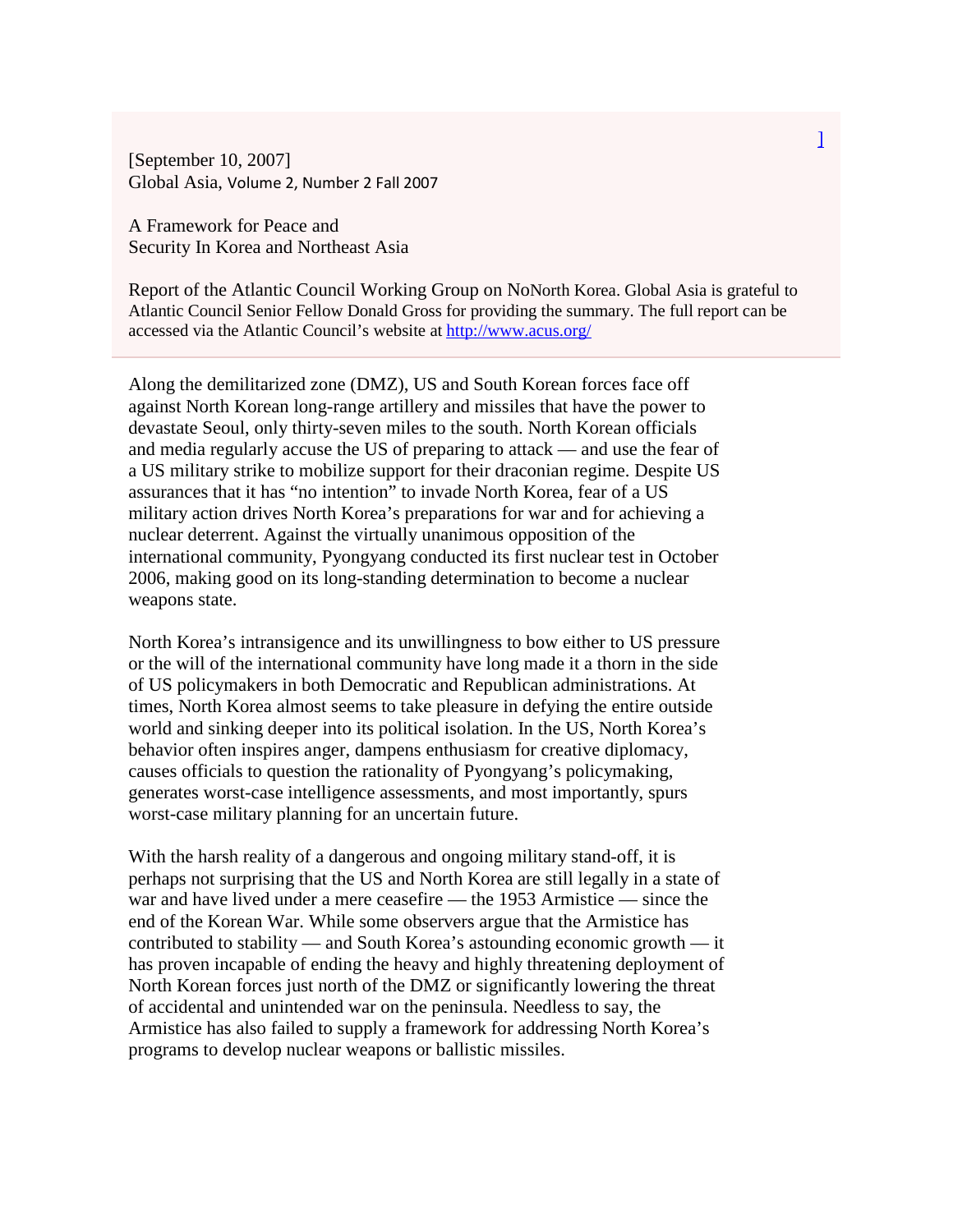[September 10, 2007]
Global Asia, Volume 2, Number 2 Fall 2007

# A Framework for Peace and Security In Korea and Northeast Asia

Report of the Atlantic Council Working Group on NoNorth Korea. Global Asia is grateful to Atlantic Council Senior Fellow Donald Gross for providing the summary. The full report can be accessed via the Atlantic Council's website at http://www.acus.org/

Along the demilitarized zone (DMZ), US and South Korean forces face off against North Korean long-range artillery and missiles that have the power to devastate Seoul, only thirty-seven miles to the south. North Korean officials and media regularly accuse the US of preparing to attack — and use the fear of a US military strike to mobilize support for their draconian regime. Despite US assurances that it has "no intention" to invade North Korea, fear of a US military action drives North Korea's preparations for war and for achieving a nuclear deterrent. Against the virtually unanimous opposition of the international community, Pyongyang conducted its first nuclear test in October 2006, making good on its long-standing determination to become a nuclear weapons state.

North Korea's intransigence and its unwillingness to bow either to US pressure or the will of the international community have long made it a thorn in the side of US policymakers in both Democratic and Republican administrations. At times, North Korea almost seems to take pleasure in defying the entire outside world and sinking deeper into its political isolation. In the US, North Korea's behavior often inspires anger, dampens enthusiasm for creative diplomacy, causes officials to question the rationality of Pyongyang's policymaking, generates worst-case intelligence assessments, and most importantly, spurs worst-case military planning for an uncertain future.

With the harsh reality of a dangerous and ongoing military stand-off, it is perhaps not surprising that the US and North Korea are still legally in a state of war and have lived under a mere ceasefire — the 1953 Armistice — since the end of the Korean War. While some observers argue that the Armistice has contributed to stability — and South Korea's astounding economic growth — it has proven incapable of ending the heavy and highly threatening deployment of North Korean forces just north of the DMZ or significantly lowering the threat of accidental and unintended war on the peninsula. Needless to say, the Armistice has also failed to supply a framework for addressing North Korea's programs to develop nuclear weapons or ballistic missiles.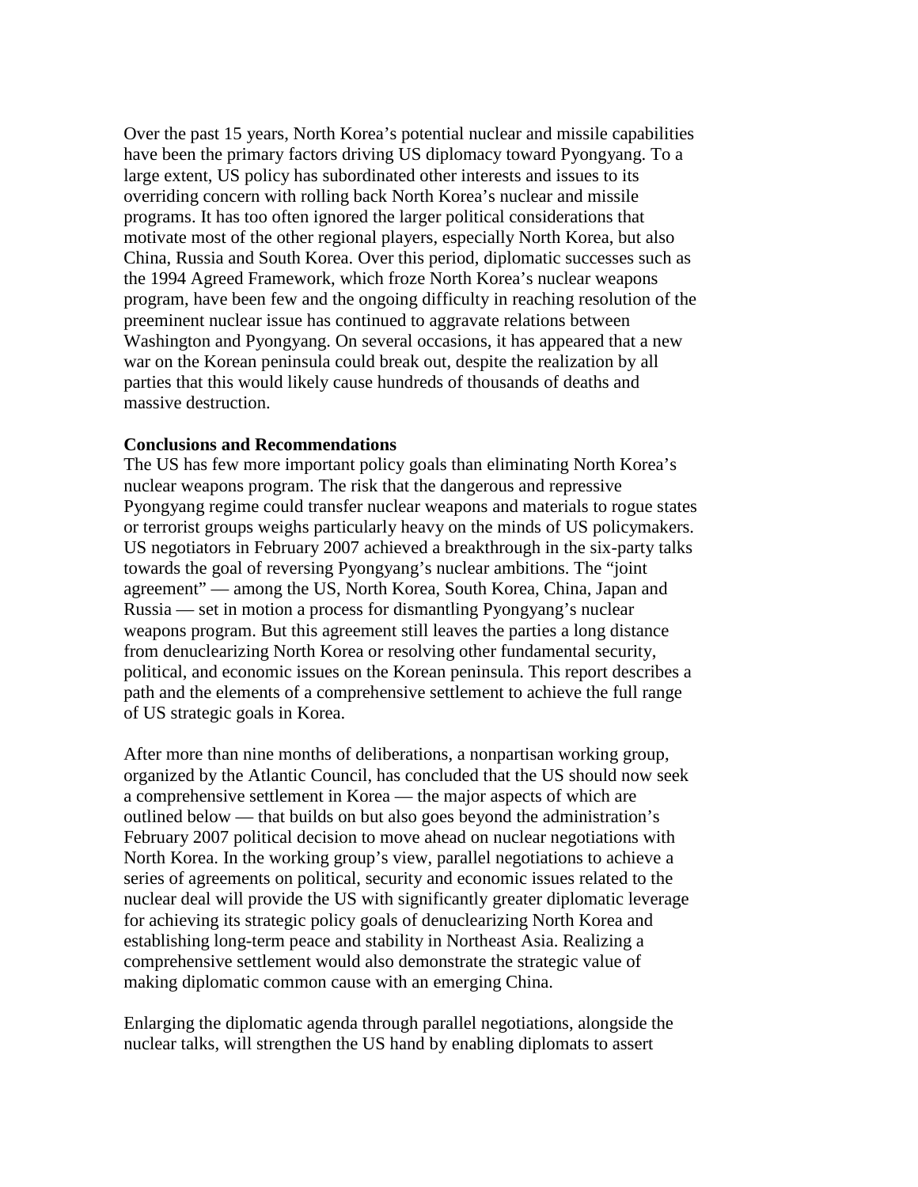Over the past 15 years, North Korea's potential nuclear and missile capabilities have been the primary factors driving US diplomacy toward Pyongyang. To a large extent, US policy has subordinated other interests and issues to its overriding concern with rolling back North Korea's nuclear and missile programs. It has too often ignored the larger political considerations that motivate most of the other regional players, especially North Korea, but also China, Russia and South Korea. Over this period, diplomatic successes such as the 1994 Agreed Framework, which froze North Korea's nuclear weapons program, have been few and the ongoing difficulty in reaching resolution of the preeminent nuclear issue has continued to aggravate relations between Washington and Pyongyang. On several occasions, it has appeared that a new war on the Korean peninsula could break out, despite the realization by all parties that this would likely cause hundreds of thousands of deaths and massive destruction.

**Conclusions and Recommendations**

The US has few more important policy goals than eliminating North Korea's nuclear weapons program. The risk that the dangerous and repressive Pyongyang regime could transfer nuclear weapons and materials to rogue states or terrorist groups weighs particularly heavy on the minds of US policymakers. US negotiators in February 2007 achieved a breakthrough in the six-party talks towards the goal of reversing Pyongyang's nuclear ambitions. The "joint agreement" — among the US, North Korea, South Korea, China, Japan and Russia — set in motion a process for dismantling Pyongyang's nuclear weapons program. But this agreement still leaves the parties a long distance from denuclearizing North Korea or resolving other fundamental security, political, and economic issues on the Korean peninsula. This report describes a path and the elements of a comprehensive settlement to achieve the full range of US strategic goals in Korea.

After more than nine months of deliberations, a nonpartisan working group, organized by the Atlantic Council, has concluded that the US should now seek a comprehensive settlement in Korea — the major aspects of which are outlined below — that builds on but also goes beyond the administration's February 2007 political decision to move ahead on nuclear negotiations with North Korea. In the working group's view, parallel negotiations to achieve a series of agreements on political, security and economic issues related to the nuclear deal will provide the US with significantly greater diplomatic leverage for achieving its strategic policy goals of denuclearizing North Korea and establishing long-term peace and stability in Northeast Asia. Realizing a comprehensive settlement would also demonstrate the strategic value of making diplomatic common cause with an emerging China.

Enlarging the diplomatic agenda through parallel negotiations, alongside the nuclear talks, will strengthen the US hand by enabling diplomats to assert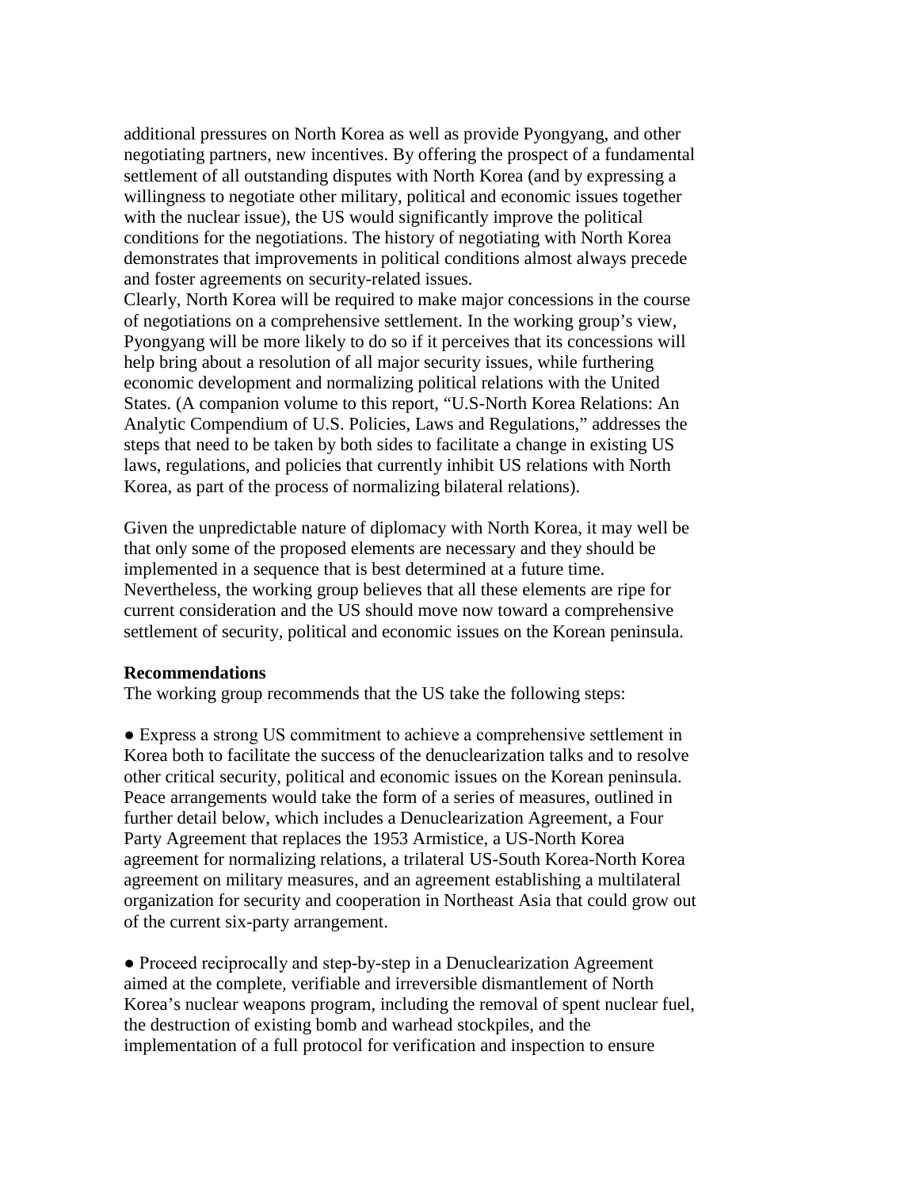additional pressures on North Korea as well as provide Pyongyang, and other negotiating partners, new incentives. By offering the prospect of a fundamental settlement of all outstanding disputes with North Korea (and by expressing a willingness to negotiate other military, political and economic issues together with the nuclear issue), the US would significantly improve the political conditions for the negotiations. The history of negotiating with North Korea demonstrates that improvements in political conditions almost always precede and foster agreements on security-related issues.

Clearly, North Korea will be required to make major concessions in the course of negotiations on a comprehensive settlement. In the working group's view, Pyongyang will be more likely to do so if it perceives that its concessions will help bring about a resolution of all major security issues, while furthering economic development and normalizing political relations with the United States. (A companion volume to this report, "U.S-North Korea Relations: An Analytic Compendium of U.S. Policies, Laws and Regulations," addresses the steps that need to be taken by both sides to facilitate a change in existing US laws, regulations, and policies that currently inhibit US relations with North Korea, as part of the process of normalizing bilateral relations).

Given the unpredictable nature of diplomacy with North Korea, it may well be that only some of the proposed elements are necessary and they should be implemented in a sequence that is best determined at a future time. Nevertheless, the working group believes that all these elements are ripe for current consideration and the US should move now toward a comprehensive settlement of security, political and economic issues on the Korean peninsula.

**Recommendations**

The working group recommends that the US take the following steps:

● Express a strong US commitment to achieve a comprehensive settlement in Korea both to facilitate the success of the denuclearization talks and to resolve other critical security, political and economic issues on the Korean peninsula. Peace arrangements would take the form of a series of measures, outlined in further detail below, which includes a Denuclearization Agreement, a Four Party Agreement that replaces the 1953 Armistice, a US-North Korea agreement for normalizing relations, a trilateral US-South Korea-North Korea agreement on military measures, and an agreement establishing a multilateral organization for security and cooperation in Northeast Asia that could grow out of the current six-party arrangement.

● Proceed reciprocally and step-by-step in a Denuclearization Agreement aimed at the complete, verifiable and irreversible dismantlement of North Korea's nuclear weapons program, including the removal of spent nuclear fuel, the destruction of existing bomb and warhead stockpiles, and the implementation of a full protocol for verification and inspection to ensure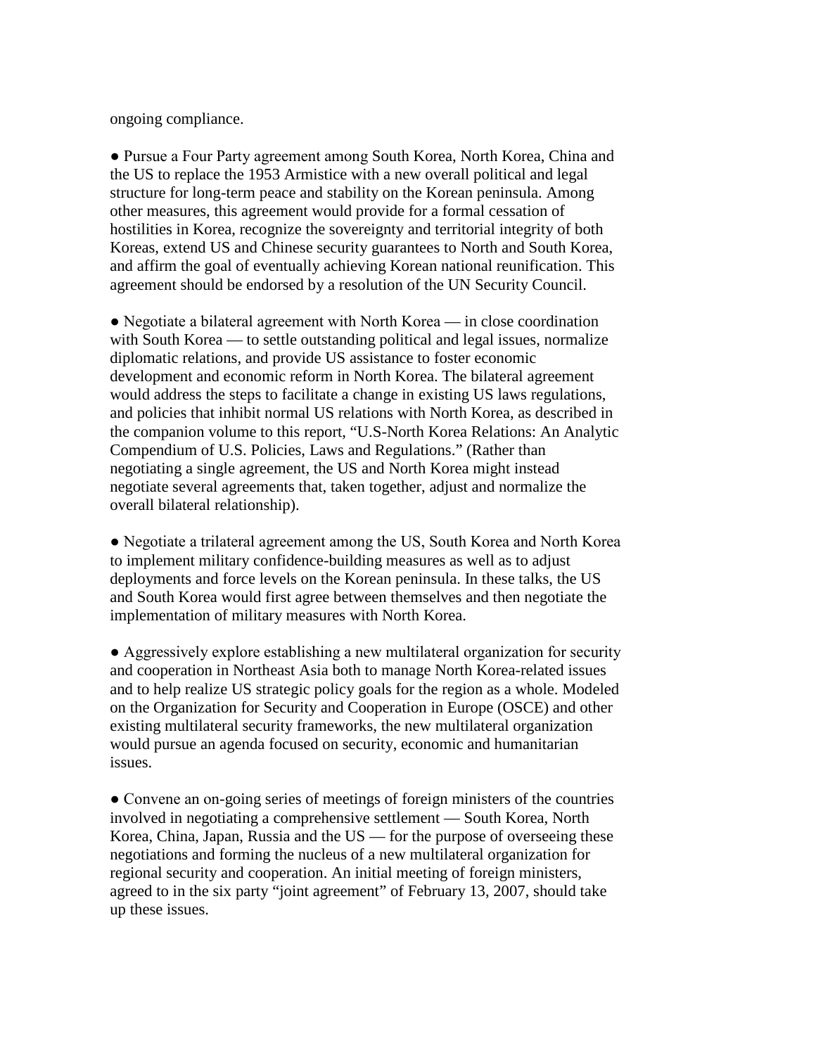ongoing compliance.

- Pursue a Four Party agreement among South Korea, North Korea, China and the US to replace the 1953 Armistice with a new overall political and legal structure for long-term peace and stability on the Korean peninsula. Among other measures, this agreement would provide for a formal cessation of hostilities in Korea, recognize the sovereignty and territorial integrity of both Koreas, extend US and Chinese security guarantees to North and South Korea, and affirm the goal of eventually achieving Korean national reunification. This agreement should be endorsed by a resolution of the UN Security Council.

- Negotiate a bilateral agreement with North Korea — in close coordination with South Korea — to settle outstanding political and legal issues, normalize diplomatic relations, and provide US assistance to foster economic development and economic reform in North Korea. The bilateral agreement would address the steps to facilitate a change in existing US laws regulations, and policies that inhibit normal US relations with North Korea, as described in the companion volume to this report, "U.S-North Korea Relations: An Analytic Compendium of U.S. Policies, Laws and Regulations." (Rather than negotiating a single agreement, the US and North Korea might instead negotiate several agreements that, taken together, adjust and normalize the overall bilateral relationship).

- Negotiate a trilateral agreement among the US, South Korea and North Korea to implement military confidence-building measures as well as to adjust deployments and force levels on the Korean peninsula. In these talks, the US and South Korea would first agree between themselves and then negotiate the implementation of military measures with North Korea.

- Aggressively explore establishing a new multilateral organization for security and cooperation in Northeast Asia both to manage North Korea-related issues and to help realize US strategic policy goals for the region as a whole. Modeled on the Organization for Security and Cooperation in Europe (OSCE) and other existing multilateral security frameworks, the new multilateral organization would pursue an agenda focused on security, economic and humanitarian issues.

- Convene an on-going series of meetings of foreign ministers of the countries involved in negotiating a comprehensive settlement — South Korea, North Korea, China, Japan, Russia and the US — for the purpose of overseeing these negotiations and forming the nucleus of a new multilateral organization for regional security and cooperation. An initial meeting of foreign ministers, agreed to in the six party "joint agreement" of February 13, 2007, should take up these issues.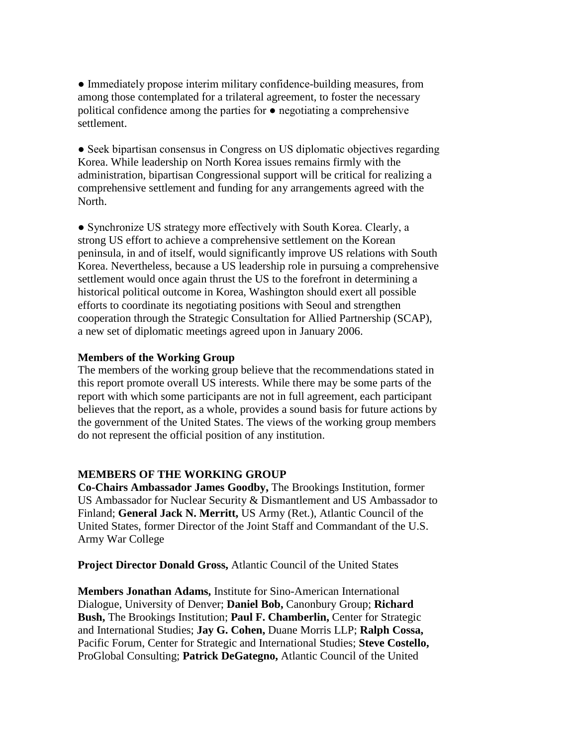● Immediately propose interim military confidence-building measures, from among those contemplated for a trilateral agreement, to foster the necessary political confidence among the parties for ● negotiating a comprehensive settlement.

● Seek bipartisan consensus in Congress on US diplomatic objectives regarding Korea. While leadership on North Korea issues remains firmly with the administration, bipartisan Congressional support will be critical for realizing a comprehensive settlement and funding for any arrangements agreed with the North.

● Synchronize US strategy more effectively with South Korea. Clearly, a strong US effort to achieve a comprehensive settlement on the Korean peninsula, in and of itself, would significantly improve US relations with South Korea. Nevertheless, because a US leadership role in pursuing a comprehensive settlement would once again thrust the US to the forefront in determining a historical political outcome in Korea, Washington should exert all possible efforts to coordinate its negotiating positions with Seoul and strengthen cooperation through the Strategic Consultation for Allied Partnership (SCAP), a new set of diplomatic meetings agreed upon in January 2006.

**Members of the Working Group**

The members of the working group believe that the recommendations stated in this report promote overall US interests. While there may be some parts of the report with which some participants are not in full agreement, each participant believes that the report, as a whole, provides a sound basis for future actions by the government of the United States. The views of the working group members do not represent the official position of any institution.

**MEMBERS OF THE WORKING GROUP**

**Co-Chairs Ambassador James Goodby,** The Brookings Institution, former US Ambassador for Nuclear Security & Dismantlement and US Ambassador to Finland; **General Jack N. Merritt,** US Army (Ret.), Atlantic Council of the United States, former Director of the Joint Staff and Commandant of the U.S. Army War College

**Project Director Donald Gross,** Atlantic Council of the United States

**Members Jonathan Adams,** Institute for Sino-American International Dialogue, University of Denver; **Daniel Bob,** Canonbury Group; **Richard Bush,** The Brookings Institution; **Paul F. Chamberlin,** Center for Strategic and International Studies; **Jay G. Cohen,** Duane Morris LLP; **Ralph Cossa,** Pacific Forum, Center for Strategic and International Studies; **Steve Costello,** ProGlobal Consulting; **Patrick DeGategno,** Atlantic Council of the United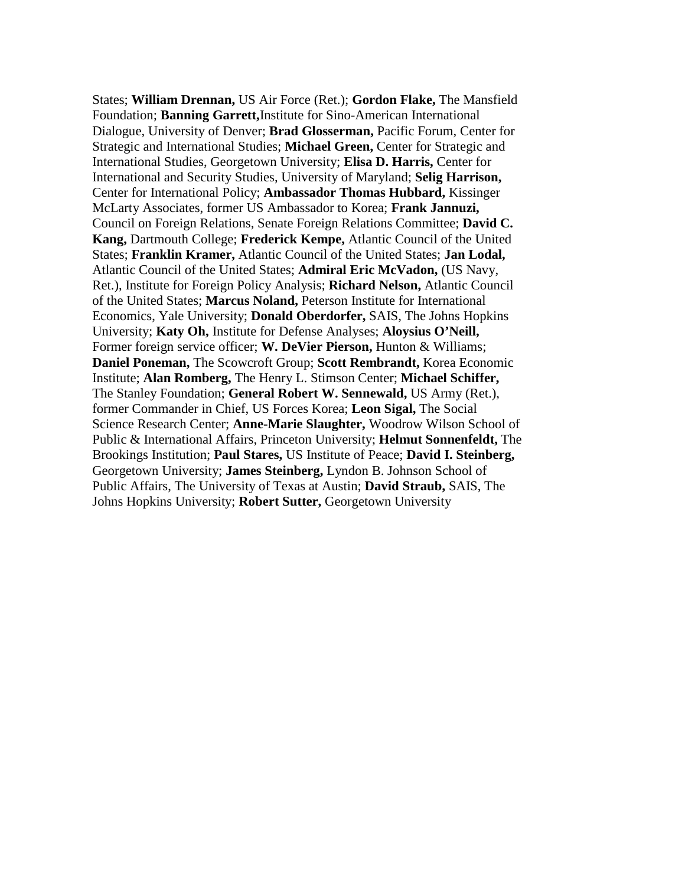States; **William Drennan,** US Air Force (Ret.); **Gordon Flake,** The Mansfield Foundation; **Banning Garrett,**Institute for Sino-American International Dialogue, University of Denver; **Brad Glosserman,** Pacific Forum, Center for Strategic and International Studies; **Michael Green,** Center for Strategic and International Studies, Georgetown University; **Elisa D. Harris,** Center for International and Security Studies, University of Maryland; **Selig Harrison,** Center for International Policy; **Ambassador Thomas Hubbard,** Kissinger McLarty Associates, former US Ambassador to Korea; **Frank Jannuzi,** Council on Foreign Relations, Senate Foreign Relations Committee; **David C. Kang,** Dartmouth College; **Frederick Kempe,** Atlantic Council of the United States; **Franklin Kramer,** Atlantic Council of the United States; **Jan Lodal,** Atlantic Council of the United States; **Admiral Eric McVadon,** (US Navy, Ret.), Institute for Foreign Policy Analysis; **Richard Nelson,** Atlantic Council of the United States; **Marcus Noland,** Peterson Institute for International Economics, Yale University; **Donald Oberdorfer,** SAIS, The Johns Hopkins University; **Katy Oh,** Institute for Defense Analyses; **Aloysius O'Neill,** Former foreign service officer; **W. DeVier Pierson,** Hunton & Williams; **Daniel Poneman,** The Scowcroft Group; **Scott Rembrandt,** Korea Economic Institute; **Alan Romberg,** The Henry L. Stimson Center; **Michael Schiffer,** The Stanley Foundation; **General Robert W. Sennewald,** US Army (Ret.), former Commander in Chief, US Forces Korea; **Leon Sigal,** The Social Science Research Center; **Anne-Marie Slaughter,** Woodrow Wilson School of Public & International Affairs, Princeton University; **Helmut Sonnenfeldt,** The Brookings Institution; **Paul Stares,** US Institute of Peace; **David I. Steinberg,** Georgetown University; **James Steinberg,** Lyndon B. Johnson School of Public Affairs, The University of Texas at Austin; **David Straub,** SAIS, The Johns Hopkins University; **Robert Sutter,** Georgetown University